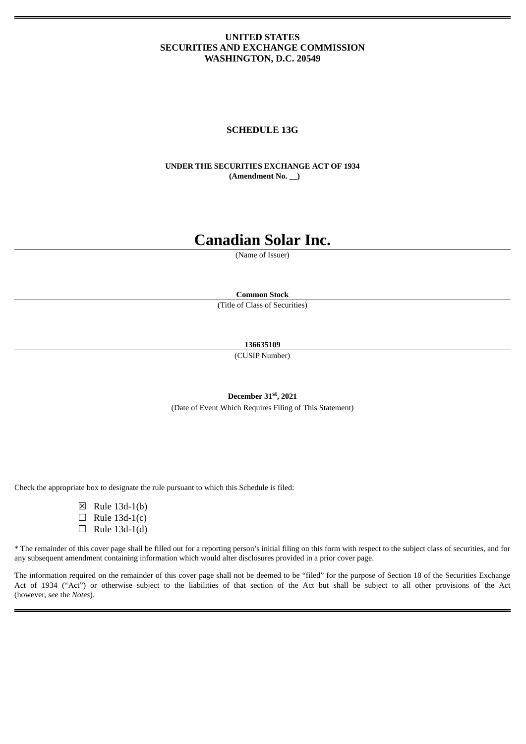**UNITED STATES**
**SECURITIES AND EXCHANGE COMMISSION**
**WASHINGTON, D.C. 20549**

---

**SCHEDULE 13G**

**UNDER THE SECURITIES EXCHANGE ACT OF 1934**
**(Amendment No. \_\_)**

# Canadian Solar Inc.

(Name of Issuer)

**Common Stock**

(Title of Class of Securities)

**136635109**

(CUSIP Number)

**December 31st, 2021**

(Date of Event Which Requires Filing of This Statement)

Check the appropriate box to designate the rule pursuant to which this Schedule is filed:

☒ Rule 13d-1(b)
☐ Rule 13d-1(c)
☐ Rule 13d-1(d)

* The remainder of this cover page shall be filled out for a reporting person's initial filing on this form with respect to the subject class of securities, and for any subsequent amendment containing information which would alter disclosures provided in a prior cover page.

The information required on the remainder of this cover page shall not be deemed to be "filed" for the purpose of Section 18 of the Securities Exchange Act of 1934 ("Act") or otherwise subject to the liabilities of that section of the Act but shall be subject to all other provisions of the Act (however, *see* the *Notes*).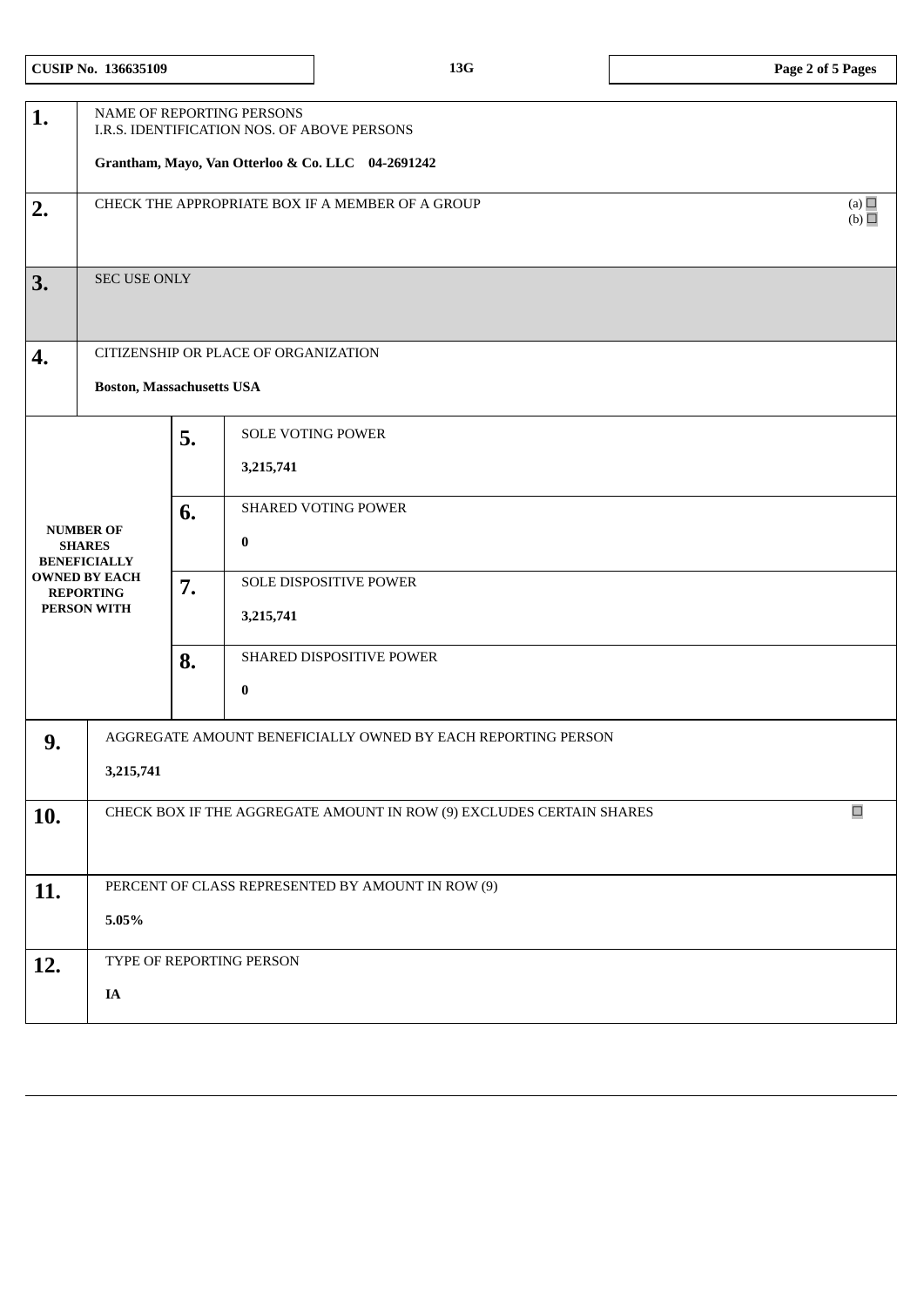| CUSIP No. 136635109 | 13G |
|---|---|

| | | |
|---|---|---|
| **1.** | NAME OF REPORTING PERSONS<br>I.R.S. IDENTIFICATION NOS. OF ABOVE PERSONS<br><br>**Grantham, Mayo, Van Otterloo & Co. LLC 04-2691242** | |
| **2.** | CHECK THE APPROPRIATE BOX IF A MEMBER OF A GROUP | (a) ☐<br>(b) ☐ |
| **3.** | SEC USE ONLY | |
| **4.** | CITIZENSHIP OR PLACE OF ORGANIZATION<br><br>**Boston, Massachusetts USA** | |

| NUMBER OF SHARES BENEFICIALLY OWNED BY EACH REPORTING PERSON WITH | | |
|---|---|---|
| | **5.** | SOLE VOTING POWER<br><br>**3,215,741** |
| | **6.** | SHARED VOTING POWER<br><br>**0** |
| | **7.** | SOLE DISPOSITIVE POWER<br><br>**3,215,741** |
| | **8.** | SHARED DISPOSITIVE POWER<br><br>**0** |

| | | |
|---|---|---|
| **9.** | AGGREGATE AMOUNT BENEFICIALLY OWNED BY EACH REPORTING PERSON<br><br>**3,215,741** | |
| **10.** | CHECK BOX IF THE AGGREGATE AMOUNT IN ROW (9) EXCLUDES CERTAIN SHARES | ☐ |
| **11.** | PERCENT OF CLASS REPRESENTED BY AMOUNT IN ROW (9)<br><br>**5.05%** | |
| **12.** | TYPE OF REPORTING PERSON<br><br>**IA** | |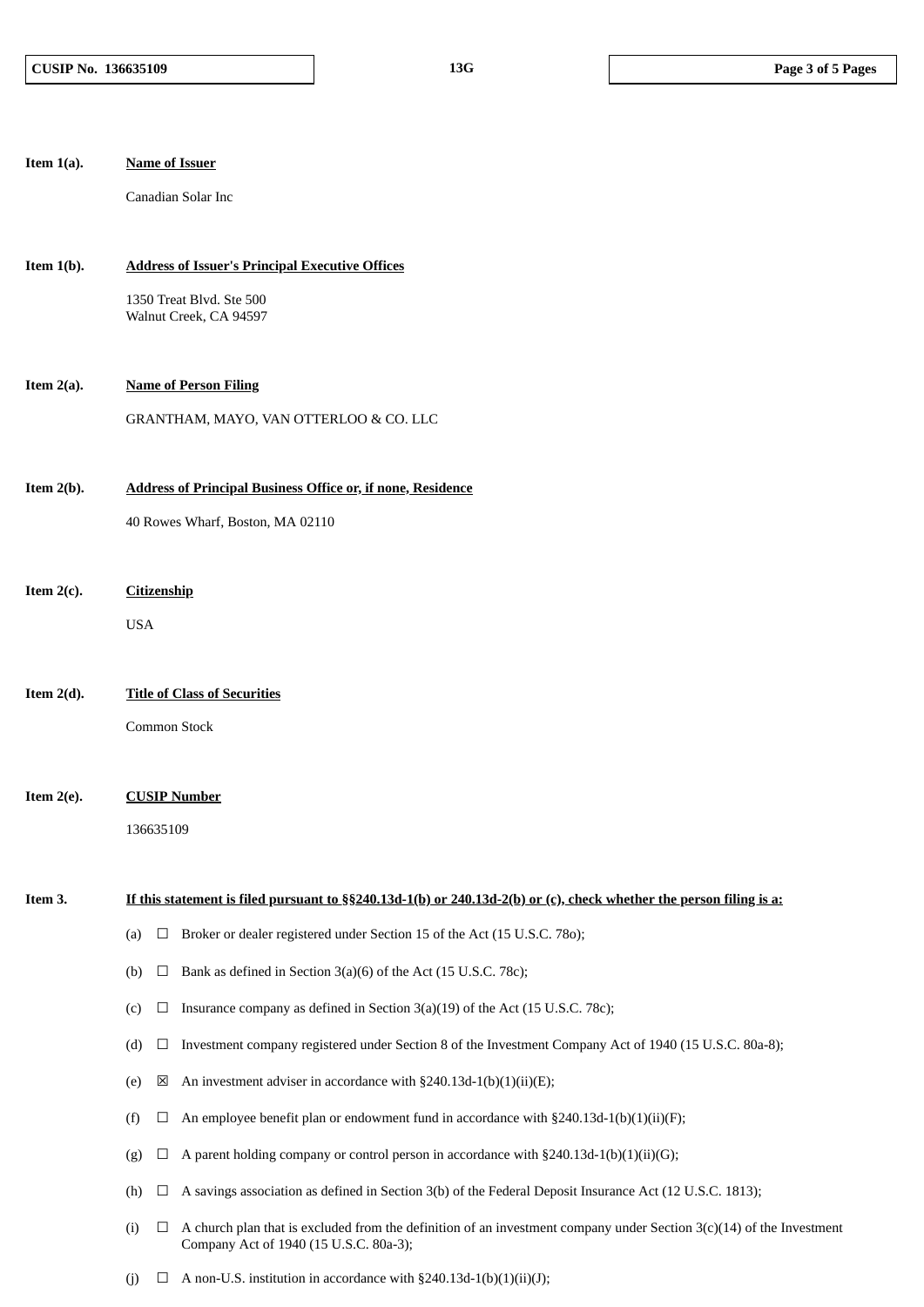**Item 1(a).** **Name of Issuer**

Canadian Solar Inc

**Item 1(b).** **Address of Issuer's Principal Executive Offices**

1350 Treat Blvd. Ste 500
Walnut Creek, CA 94597

**Item 2(a).** **Name of Person Filing**

GRANTHAM, MAYO, VAN OTTERLOO & CO. LLC

**Item 2(b).** **Address of Principal Business Office or, if none, Residence**

40 Rowes Wharf, Boston, MA 02110

**Item 2(c).** **Citizenship**

USA

**Item 2(d).** **Title of Class of Securities**

Common Stock

**Item 2(e).** **CUSIP Number**

136635109

**Item 3.** **If this statement is filed pursuant to §§240.13d-1(b) or 240.13d-2(b) or (c), check whether the person filing is a:**

(a) ☐ Broker or dealer registered under Section 15 of the Act (15 U.S.C. 78o);

(b) ☐ Bank as defined in Section 3(a)(6) of the Act (15 U.S.C. 78c);

(c) ☐ Insurance company as defined in Section 3(a)(19) of the Act (15 U.S.C. 78c);

(d) ☐ Investment company registered under Section 8 of the Investment Company Act of 1940 (15 U.S.C. 80a-8);

(e) ☒ An investment adviser in accordance with §240.13d-1(b)(1)(ii)(E);

(f) ☐ An employee benefit plan or endowment fund in accordance with §240.13d-1(b)(1)(ii)(F);

(g) ☐ A parent holding company or control person in accordance with §240.13d-1(b)(1)(ii)(G);

(h) ☐ A savings association as defined in Section 3(b) of the Federal Deposit Insurance Act (12 U.S.C. 1813);

(i) ☐ A church plan that is excluded from the definition of an investment company under Section 3(c)(14) of the Investment Company Act of 1940 (15 U.S.C. 80a-3);

(j) ☐ A non-U.S. institution in accordance with §240.13d-1(b)(1)(ii)(J);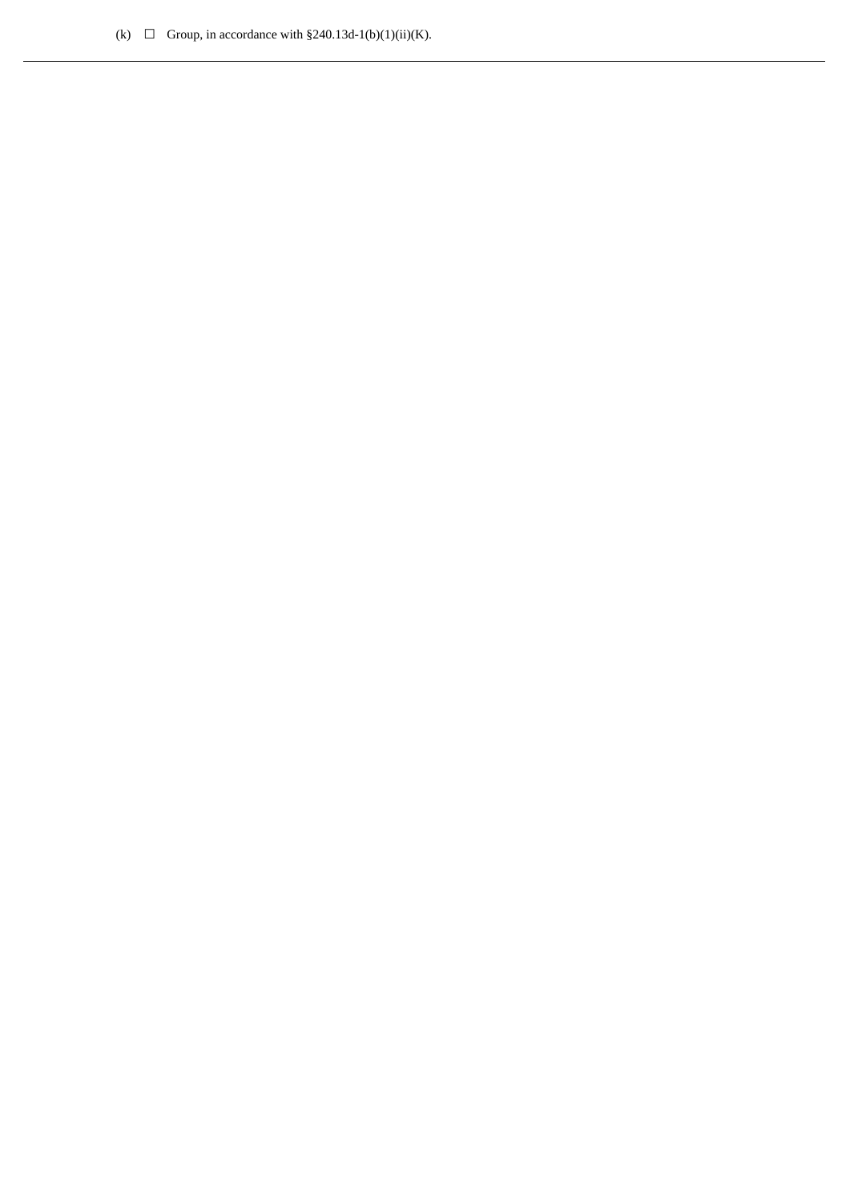(k) ☐ Group, in accordance with §240.13d-1(b)(1)(ii)(K).

---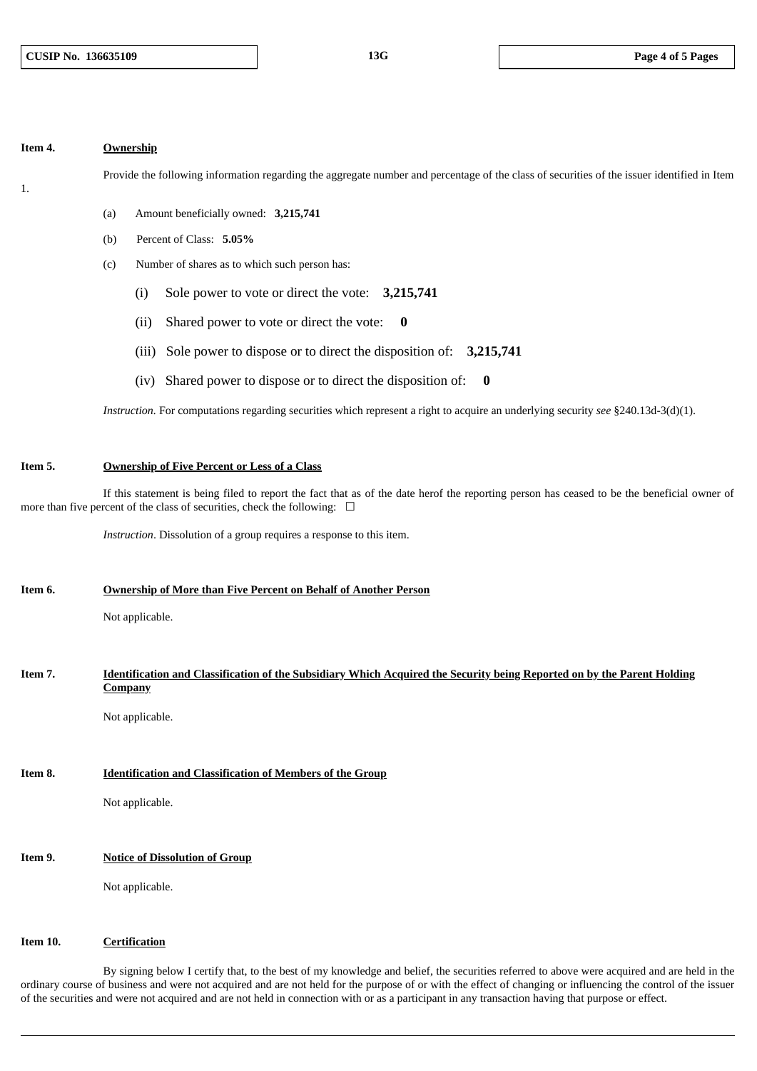**Item 4.** **Ownership**

Provide the following information regarding the aggregate number and percentage of the class of securities of the issuer identified in Item 1.

(a) Amount beneficially owned: **3,215,741**

(b) Percent of Class: **5.05%**

(c) Number of shares as to which such person has:

(i) Sole power to vote or direct the vote: **3,215,741**

(ii) Shared power to vote or direct the vote: **0**

(iii) Sole power to dispose or to direct the disposition of: **3,215,741**

(iv) Shared power to dispose or to direct the disposition of: **0**

*Instruction.* For computations regarding securities which represent a right to acquire an underlying security *see* §240.13d-3(d)(1).

**Item 5.** **Ownership of Five Percent or Less of a Class**

If this statement is being filed to report the fact that as of the date herof the reporting person has ceased to be the beneficial owner of more than five percent of the class of securities, check the following: ☐

*Instruction*. Dissolution of a group requires a response to this item.

**Item 6.** **Ownership of More than Five Percent on Behalf of Another Person**

Not applicable.

**Item 7.** **Identification and Classification of the Subsidiary Which Acquired the Security being Reported on by the Parent Holding Company**

Not applicable.

**Item 8.** **Identification and Classification of Members of the Group**

Not applicable.

**Item 9.** **Notice of Dissolution of Group**

Not applicable.

**Item 10.** **Certification**

By signing below I certify that, to the best of my knowledge and belief, the securities referred to above were acquired and are held in the ordinary course of business and were not acquired and are not held for the purpose of or with the effect of changing or influencing the control of the issuer of the securities and were not acquired and are not held in connection with or as a participant in any transaction having that purpose or effect.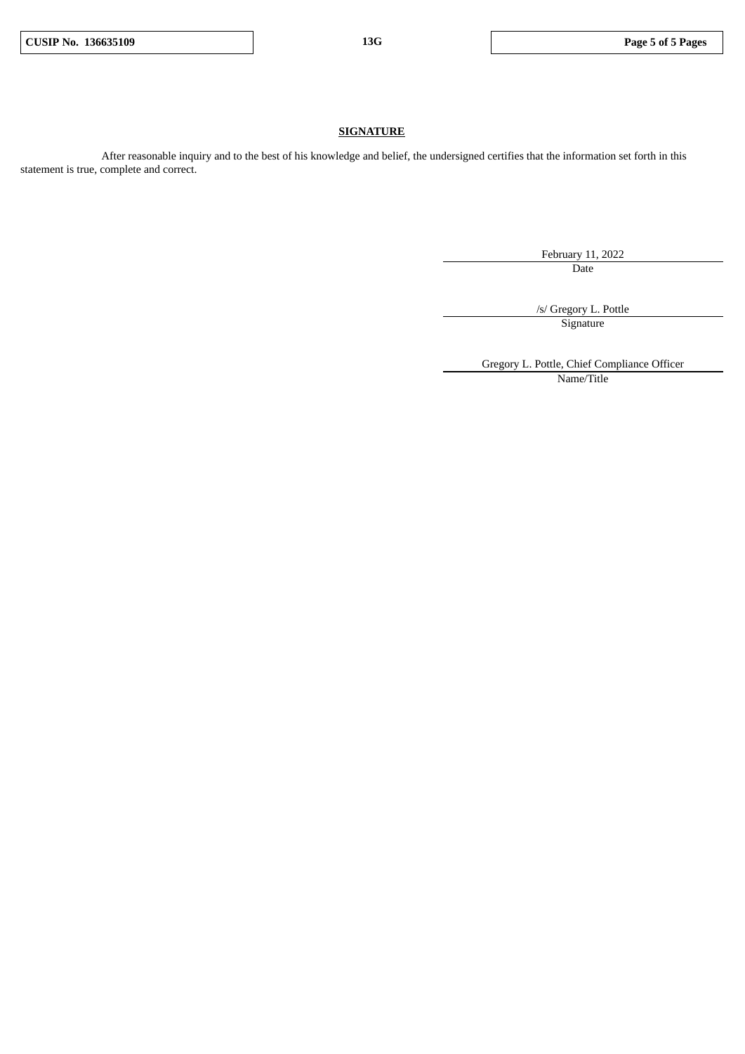## SIGNATURE

After reasonable inquiry and to the best of his knowledge and belief, the undersigned certifies that the information set forth in this statement is true, complete and correct.

February 11, 2022
Date

/s/ Gregory L. Pottle
Signature

Gregory L. Pottle, Chief Compliance Officer
Name/Title